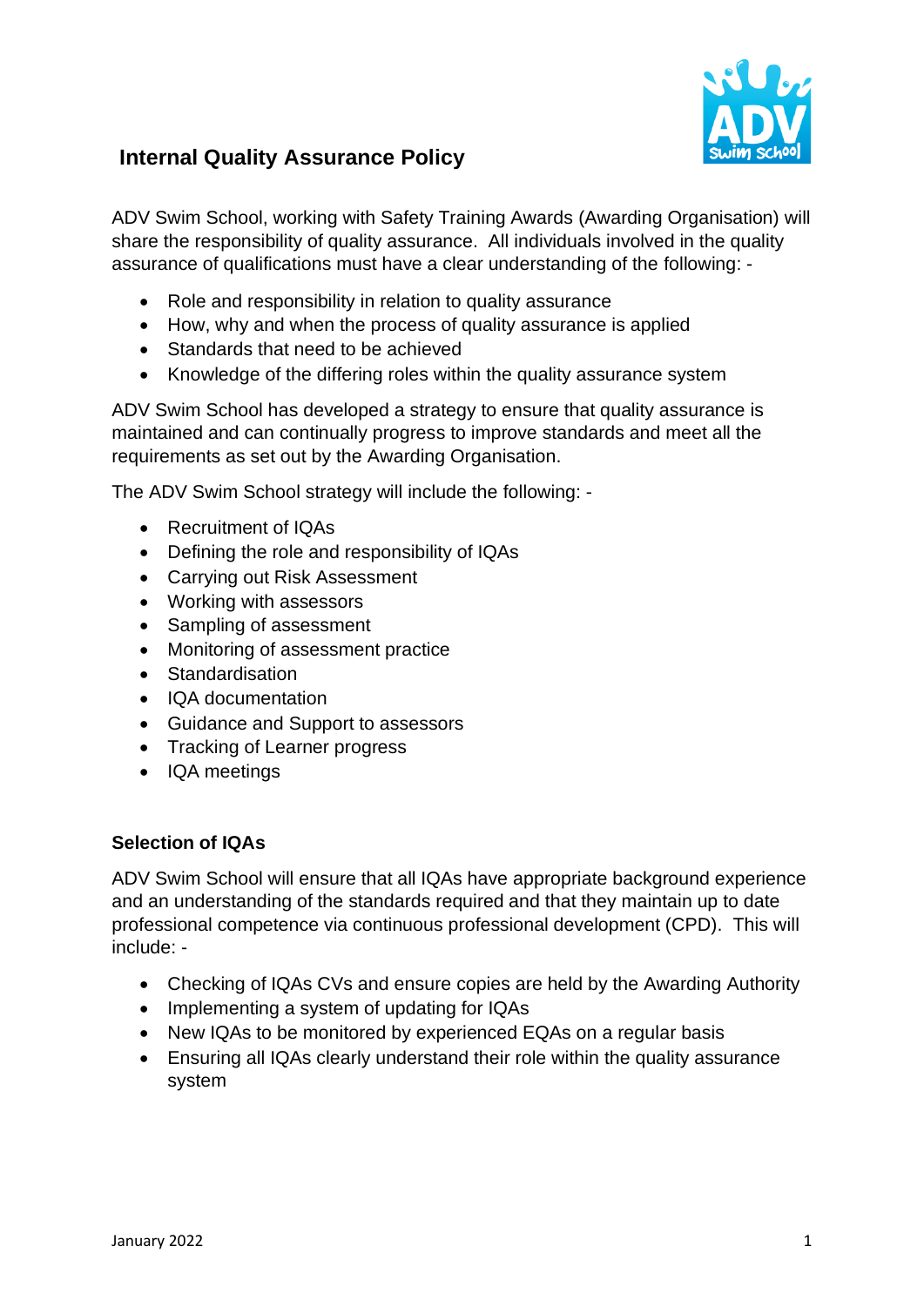# Internal Quality Assurance Policy

ADV Swim School, working with Safety Training Awards (Awarding Organisation) will share the responsibility of quality assurance. All individuals involved in the quality assurance of qualifications must have a clear understanding of the following: -

- Role and responsibility in relation to quality assurance
- How, why and when the process of quality assurance is applied
- Standards that need to be achieved
- Knowledge of the differing roles within the quality assurance system

ADV Swim School has developed a strategy to ensure that quality assurance is maintained and can continually progress to improve standards and meet all the requirements as set out by the Awarding Organisation.

The ADV Swim School strategy will include the following: -

- Recruitment of IQAs
- Defining the role and responsibility of IQAs
- Carrying out Risk Assessment
- Working with assessors
- Sampling of assessment
- Monitoring of assessment practice
- Standardisation
- IQA documentation
- Guidance and Support to assessors
- Tracking of Learner progress
- IQA meetings

**Selection of IQAs**

ADV Swim School will ensure that all IQAs have appropriate background experience and an understanding of the standards required and that they maintain up to date professional competence via continuous professional development (CPD). This will include: -

- Checking of IQAs CVs and ensure copies are held by the Awarding Authority
- Implementing a system of updating for IQAs
- New IQAs to be monitored by experienced EQAs on a regular basis
- Ensuring all IQAs clearly understand their role within the quality assurance system

January 2022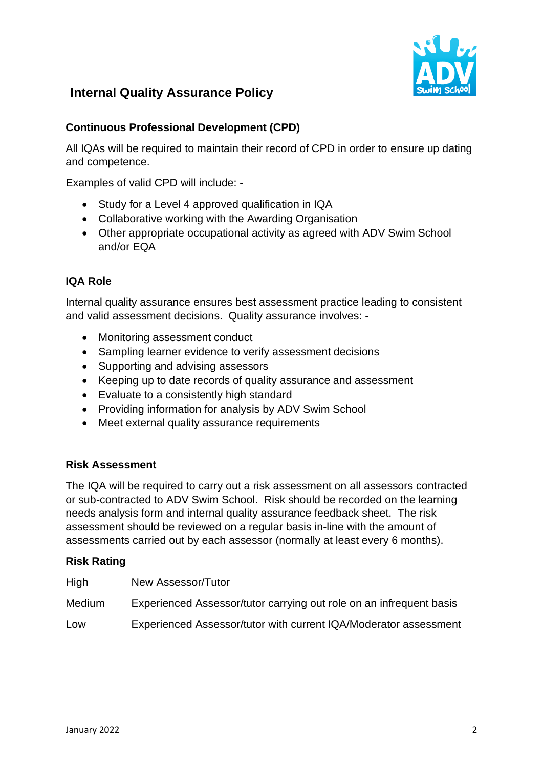## Internal Quality Assurance Policy

### Continuous Professional Development (CPD)

All IQAs will be required to maintain their record of CPD in order to ensure up dating and competence.

Examples of valid CPD will include: -

- Study for a Level 4 approved qualification in IQA
- Collaborative working with the Awarding Organisation
- Other appropriate occupational activity as agreed with ADV Swim School and/or EQA

### IQA Role

Internal quality assurance ensures best assessment practice leading to consistent and valid assessment decisions. Quality assurance involves: -

- Monitoring assessment conduct
- Sampling learner evidence to verify assessment decisions
- Supporting and advising assessors
- Keeping up to date records of quality assurance and assessment
- Evaluate to a consistently high standard
- Providing information for analysis by ADV Swim School
- Meet external quality assurance requirements

### Risk Assessment

The IQA will be required to carry out a risk assessment on all assessors contracted or sub-contracted to ADV Swim School. Risk should be recorded on the learning needs analysis form and internal quality assurance feedback sheet. The risk assessment should be reviewed on a regular basis in-line with the amount of assessments carried out by each assessor (normally at least every 6 months).

### Risk Rating

| | |
|---|---|
| High | New Assessor/Tutor |
| Medium | Experienced Assessor/tutor carrying out role on an infrequent basis |
| Low | Experienced Assessor/tutor with current IQA/Moderator assessment |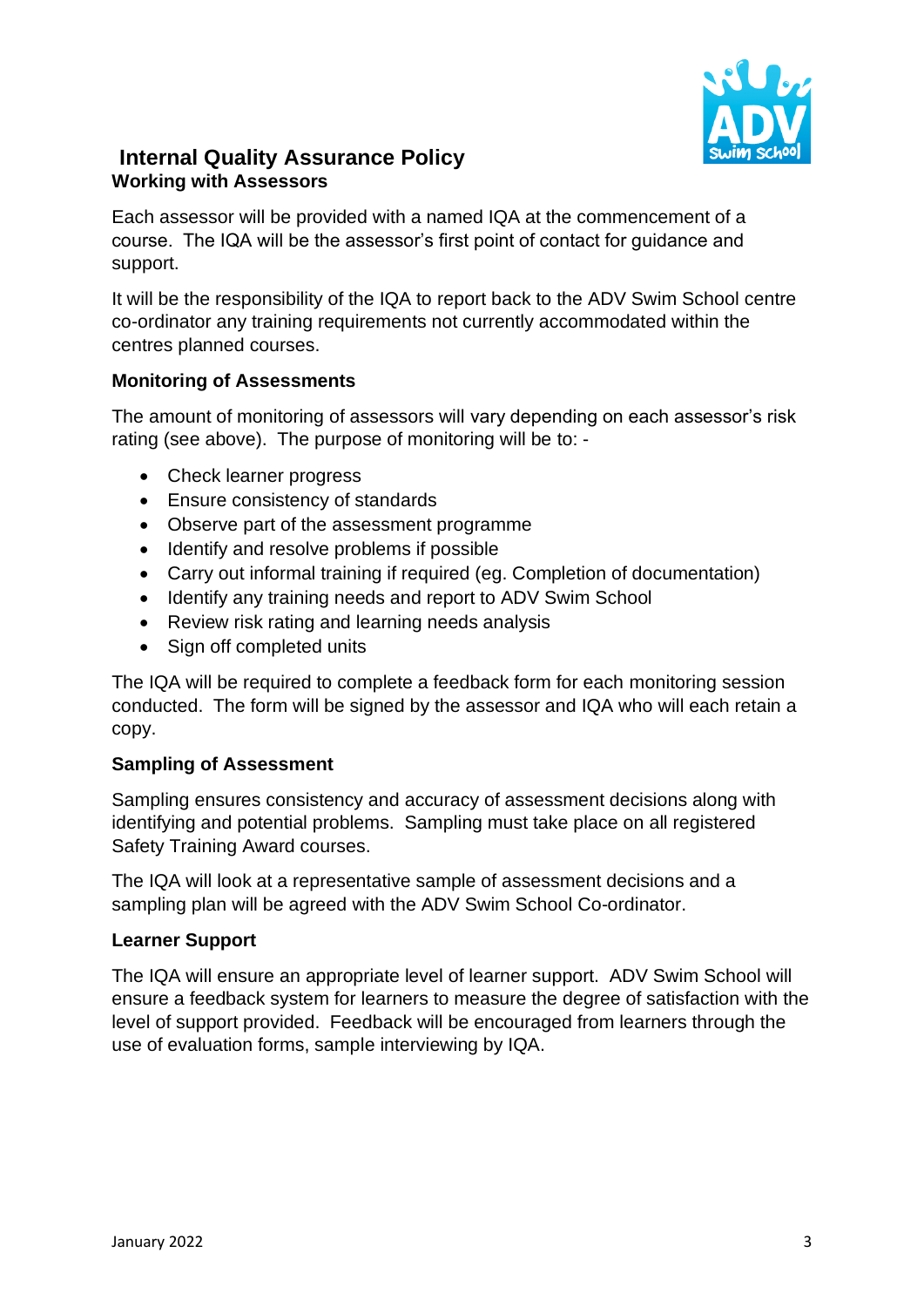## Internal Quality Assurance Policy

### Working with Assessors

Each assessor will be provided with a named IQA at the commencement of a course. The IQA will be the assessor's first point of contact for guidance and support.

It will be the responsibility of the IQA to report back to the ADV Swim School centre co-ordinator any training requirements not currently accommodated within the centres planned courses.

### Monitoring of Assessments

The amount of monitoring of assessors will vary depending on each assessor's risk rating (see above). The purpose of monitoring will be to: -

- Check learner progress
- Ensure consistency of standards
- Observe part of the assessment programme
- Identify and resolve problems if possible
- Carry out informal training if required (eg. Completion of documentation)
- Identify any training needs and report to ADV Swim School
- Review risk rating and learning needs analysis
- Sign off completed units

The IQA will be required to complete a feedback form for each monitoring session conducted. The form will be signed by the assessor and IQA who will each retain a copy.

### Sampling of Assessment

Sampling ensures consistency and accuracy of assessment decisions along with identifying and potential problems. Sampling must take place on all registered Safety Training Award courses.

The IQA will look at a representative sample of assessment decisions and a sampling plan will be agreed with the ADV Swim School Co-ordinator.

### Learner Support

The IQA will ensure an appropriate level of learner support. ADV Swim School will ensure a feedback system for learners to measure the degree of satisfaction with the level of support provided. Feedback will be encouraged from learners through the use of evaluation forms, sample interviewing by IQA.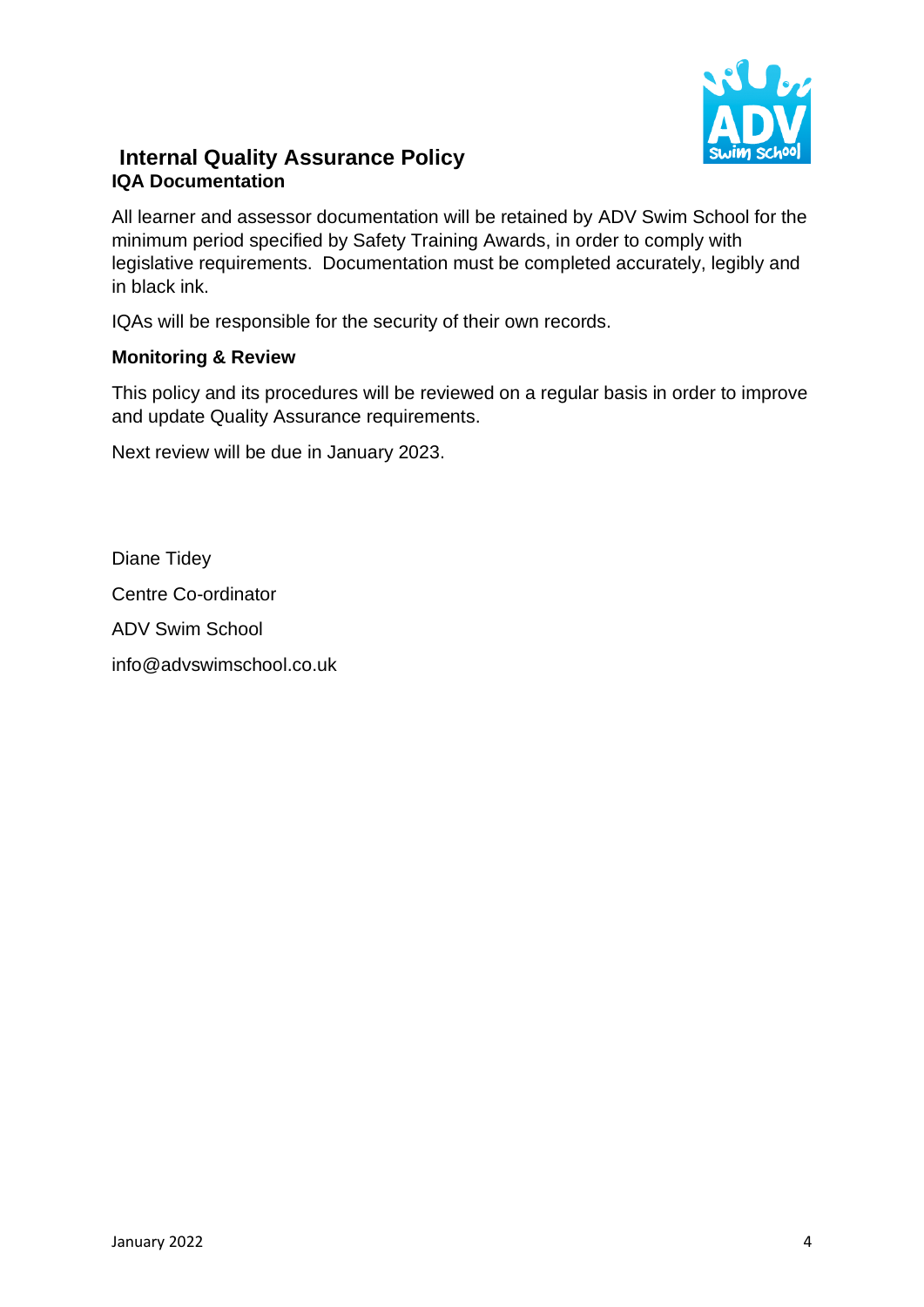# Internal Quality Assurance Policy

## IQA Documentation

All learner and assessor documentation will be retained by ADV Swim School for the minimum period specified by Safety Training Awards, in order to comply with legislative requirements. Documentation must be completed accurately, legibly and in black ink.

IQAs will be responsible for the security of their own records.

## Monitoring & Review

This policy and its procedures will be reviewed on a regular basis in order to improve and update Quality Assurance requirements.

Next review will be due in January 2023.

Diane Tidey

Centre Co-ordinator

ADV Swim School

info@advswimschool.co.uk